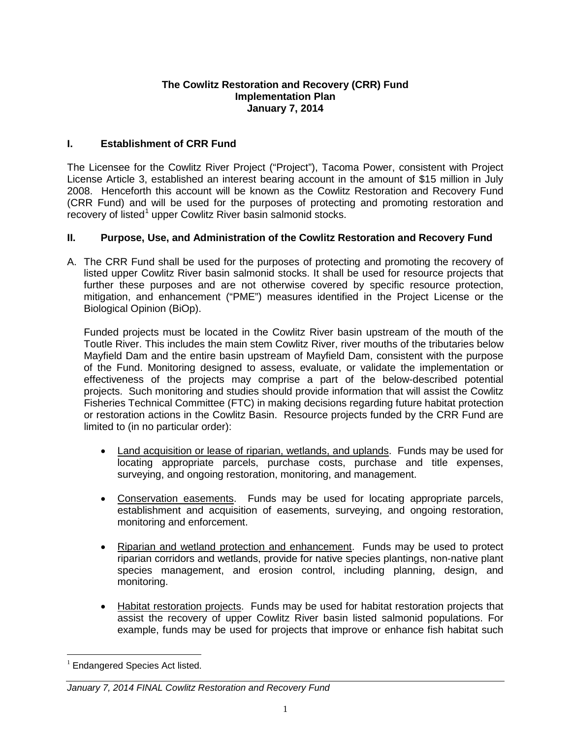**The Cowlitz Restoration and Recovery (CRR) Fund**
**Implementation Plan**
**January 7, 2014**

## I. Establishment of CRR Fund

The Licensee for the Cowlitz River Project ("Project"), Tacoma Power, consistent with Project License Article 3, established an interest bearing account in the amount of $15 million in July 2008. Henceforth this account will be known as the Cowlitz Restoration and Recovery Fund (CRR Fund) and will be used for the purposes of protecting and promoting restoration and recovery of listed[1] upper Cowlitz River basin salmonid stocks.

## II. Purpose, Use, and Administration of the Cowlitz Restoration and Recovery Fund

A. The CRR Fund shall be used for the purposes of protecting and promoting the recovery of listed upper Cowlitz River basin salmonid stocks. It shall be used for resource projects that further these purposes and are not otherwise covered by specific resource protection, mitigation, and enhancement ("PME") measures identified in the Project License or the Biological Opinion (BiOp).

Funded projects must be located in the Cowlitz River basin upstream of the mouth of the Toutle River. This includes the main stem Cowlitz River, river mouths of the tributaries below Mayfield Dam and the entire basin upstream of Mayfield Dam, consistent with the purpose of the Fund. Monitoring designed to assess, evaluate, or validate the implementation or effectiveness of the projects may comprise a part of the below-described potential projects. Such monitoring and studies should provide information that will assist the Cowlitz Fisheries Technical Committee (FTC) in making decisions regarding future habitat protection or restoration actions in the Cowlitz Basin. Resource projects funded by the CRR Fund are limited to (in no particular order):

- Land acquisition or lease of riparian, wetlands, and uplands. Funds may be used for locating appropriate parcels, purchase costs, purchase and title expenses, surveying, and ongoing restoration, monitoring, and management.

- Conservation easements. Funds may be used for locating appropriate parcels, establishment and acquisition of easements, surveying, and ongoing restoration, monitoring and enforcement.

- Riparian and wetland protection and enhancement. Funds may be used to protect riparian corridors and wetlands, provide for native species plantings, non-native plant species management, and erosion control, including planning, design, and monitoring.

- Habitat restoration projects. Funds may be used for habitat restoration projects that assist the recovery of upper Cowlitz River basin listed salmonid populations. For example, funds may be used for projects that improve or enhance fish habitat such

[1] Endangered Species Act listed.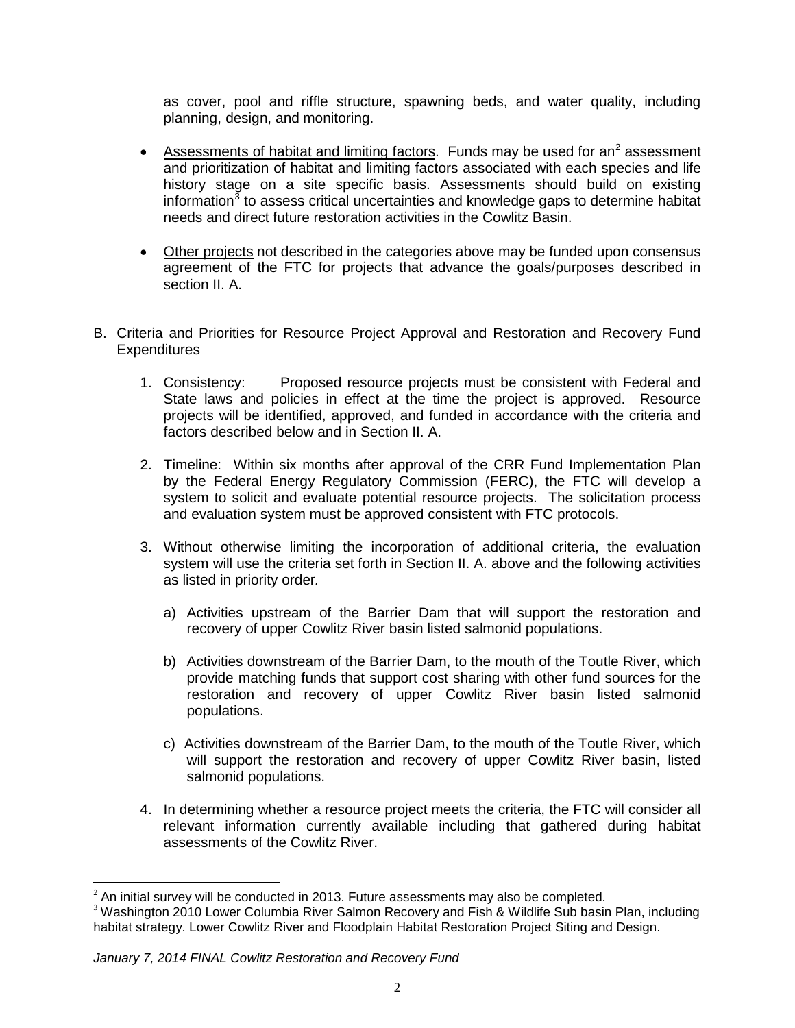as cover, pool and riffle structure, spawning beds, and water quality, including planning, design, and monitoring.

- Assessments of habitat and limiting factors. Funds may be used for an[2] assessment and prioritization of habitat and limiting factors associated with each species and life history stage on a site specific basis. Assessments should build on existing information[3] to assess critical uncertainties and knowledge gaps to determine habitat needs and direct future restoration activities in the Cowlitz Basin.

- Other projects not described in the categories above may be funded upon consensus agreement of the FTC for projects that advance the goals/purposes described in section II. A.

B. Criteria and Priorities for Resource Project Approval and Restoration and Recovery Fund Expenditures

1. Consistency: Proposed resource projects must be consistent with Federal and State laws and policies in effect at the time the project is approved. Resource projects will be identified, approved, and funded in accordance with the criteria and factors described below and in Section II. A.

2. Timeline: Within six months after approval of the CRR Fund Implementation Plan by the Federal Energy Regulatory Commission (FERC), the FTC will develop a system to solicit and evaluate potential resource projects. The solicitation process and evaluation system must be approved consistent with FTC protocols.

3. Without otherwise limiting the incorporation of additional criteria, the evaluation system will use the criteria set forth in Section II. A. above and the following activities as listed in priority order.

   a) Activities upstream of the Barrier Dam that will support the restoration and recovery of upper Cowlitz River basin listed salmonid populations.

   b) Activities downstream of the Barrier Dam, to the mouth of the Toutle River, which provide matching funds that support cost sharing with other fund sources for the restoration and recovery of upper Cowlitz River basin listed salmonid populations.

   c) Activities downstream of the Barrier Dam, to the mouth of the Toutle River, which will support the restoration and recovery of upper Cowlitz River basin, listed salmonid populations.

4. In determining whether a resource project meets the criteria, the FTC will consider all relevant information currently available including that gathered during habitat assessments of the Cowlitz River.

[2] An initial survey will be conducted in 2013. Future assessments may also be completed.

[3] Washington 2010 Lower Columbia River Salmon Recovery and Fish & Wildlife Sub basin Plan, including habitat strategy. Lower Cowlitz River and Floodplain Habitat Restoration Project Siting and Design.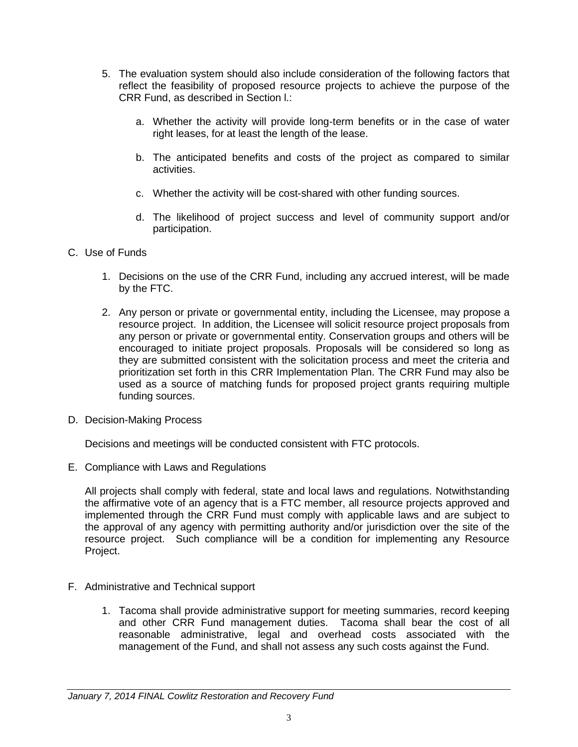5. The evaluation system should also include consideration of the following factors that reflect the feasibility of proposed resource projects to achieve the purpose of the CRR Fund, as described in Section I.:

   a. Whether the activity will provide long-term benefits or in the case of water right leases, for at least the length of the lease.

   b. The anticipated benefits and costs of the project as compared to similar activities.

   c. Whether the activity will be cost-shared with other funding sources.

   d. The likelihood of project success and level of community support and/or participation.

C. Use of Funds

1. Decisions on the use of the CRR Fund, including any accrued interest, will be made by the FTC.

2. Any person or private or governmental entity, including the Licensee, may propose a resource project. In addition, the Licensee will solicit resource project proposals from any person or private or governmental entity. Conservation groups and others will be encouraged to initiate project proposals. Proposals will be considered so long as they are submitted consistent with the solicitation process and meet the criteria and prioritization set forth in this CRR Implementation Plan. The CRR Fund may also be used as a source of matching funds for proposed project grants requiring multiple funding sources.

D. Decision-Making Process

Decisions and meetings will be conducted consistent with FTC protocols.

E. Compliance with Laws and Regulations

All projects shall comply with federal, state and local laws and regulations. Notwithstanding the affirmative vote of an agency that is a FTC member, all resource projects approved and implemented through the CRR Fund must comply with applicable laws and are subject to the approval of any agency with permitting authority and/or jurisdiction over the site of the resource project. Such compliance will be a condition for implementing any Resource Project.

F. Administrative and Technical support

1. Tacoma shall provide administrative support for meeting summaries, record keeping and other CRR Fund management duties. Tacoma shall bear the cost of all reasonable administrative, legal and overhead costs associated with the management of the Fund, and shall not assess any such costs against the Fund.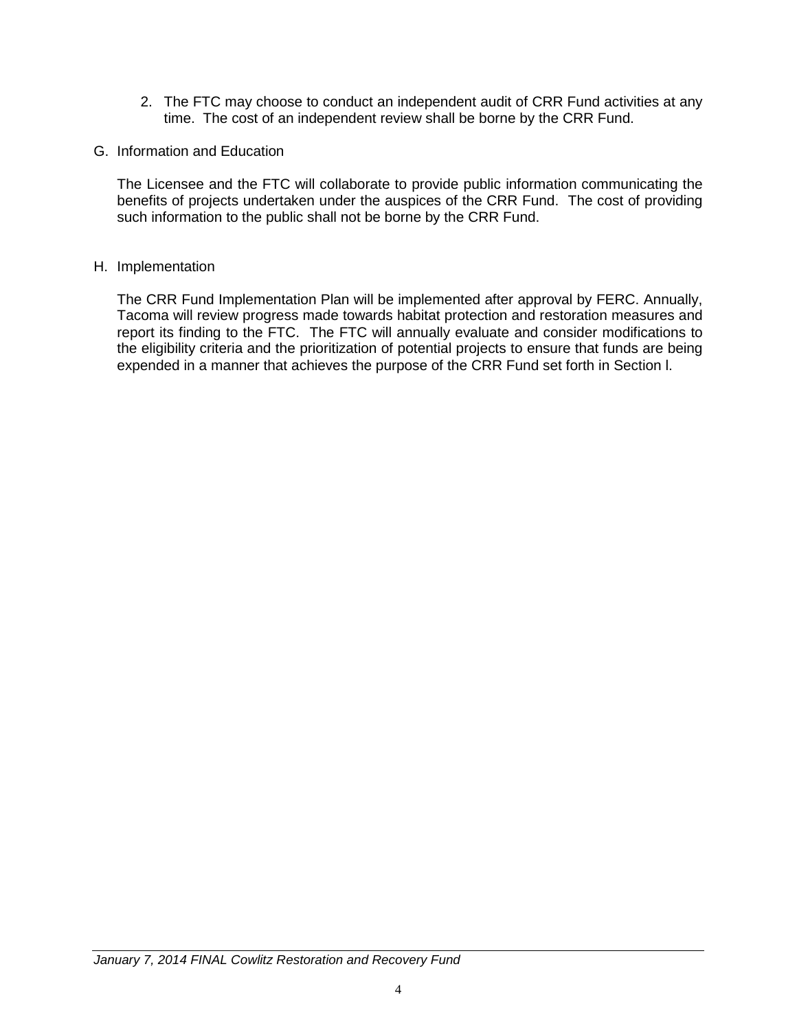2. The FTC may choose to conduct an independent audit of CRR Fund activities at any time. The cost of an independent review shall be borne by the CRR Fund.

## G. Information and Education

The Licensee and the FTC will collaborate to provide public information communicating the benefits of projects undertaken under the auspices of the CRR Fund. The cost of providing such information to the public shall not be borne by the CRR Fund.

## H. Implementation

The CRR Fund Implementation Plan will be implemented after approval by FERC. Annually, Tacoma will review progress made towards habitat protection and restoration measures and report its finding to the FTC. The FTC will annually evaluate and consider modifications to the eligibility criteria and the prioritization of potential projects to ensure that funds are being expended in a manner that achieves the purpose of the CRR Fund set forth in Section l.